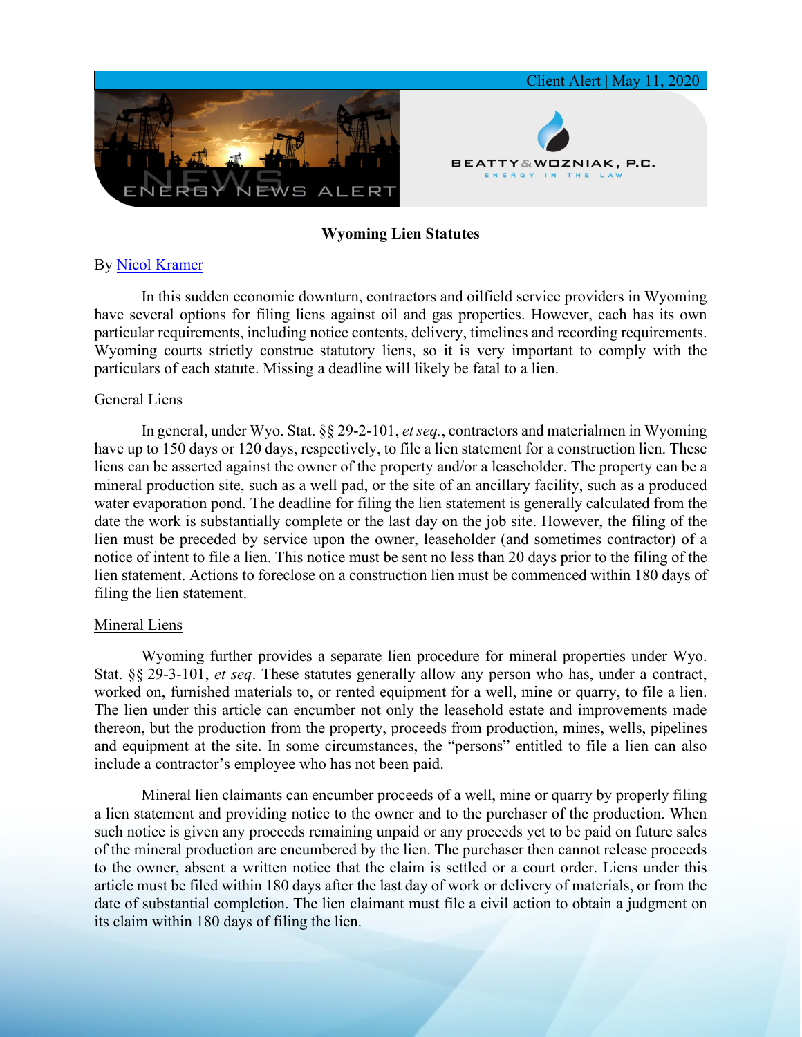Client Alert | May 11, 2020

ENERGY NEWS ALERT

BEATTY & WOZNIAK, P.C.
ENERGY IN THE LAW

## Wyoming Lien Statutes

By [Nicol Kramer]

In this sudden economic downturn, contractors and oilfield service providers in Wyoming have several options for filing liens against oil and gas properties. However, each has its own particular requirements, including notice contents, delivery, timelines and recording requirements. Wyoming courts strictly construe statutory liens, so it is very important to comply with the particulars of each statute. Missing a deadline will likely be fatal to a lien.

### General Liens

In general, under Wyo. Stat. §§ 29-2-101, *et seq.*, contractors and materialmen in Wyoming have up to 150 days or 120 days, respectively, to file a lien statement for a construction lien. These liens can be asserted against the owner of the property and/or a leaseholder. The property can be a mineral production site, such as a well pad, or the site of an ancillary facility, such as a produced water evaporation pond. The deadline for filing the lien statement is generally calculated from the date the work is substantially complete or the last day on the job site. However, the filing of the lien must be preceded by service upon the owner, leaseholder (and sometimes contractor) of a notice of intent to file a lien. This notice must be sent no less than 20 days prior to the filing of the lien statement. Actions to foreclose on a construction lien must be commenced within 180 days of filing the lien statement.

### Mineral Liens

Wyoming further provides a separate lien procedure for mineral properties under Wyo. Stat. §§ 29-3-101, *et seq*. These statutes generally allow any person who has, under a contract, worked on, furnished materials to, or rented equipment for a well, mine or quarry, to file a lien. The lien under this article can encumber not only the leasehold estate and improvements made thereon, but the production from the property, proceeds from production, mines, wells, pipelines and equipment at the site. In some circumstances, the "persons" entitled to file a lien can also include a contractor's employee who has not been paid.

Mineral lien claimants can encumber proceeds of a well, mine or quarry by properly filing a lien statement and providing notice to the owner and to the purchaser of the production. When such notice is given any proceeds remaining unpaid or any proceeds yet to be paid on future sales of the mineral production are encumbered by the lien. The purchaser then cannot release proceeds to the owner, absent a written notice that the claim is settled or a court order. Liens under this article must be filed within 180 days after the last day of work or delivery of materials, or from the date of substantial completion. The lien claimant must file a civil action to obtain a judgment on its claim within 180 days of filing the lien.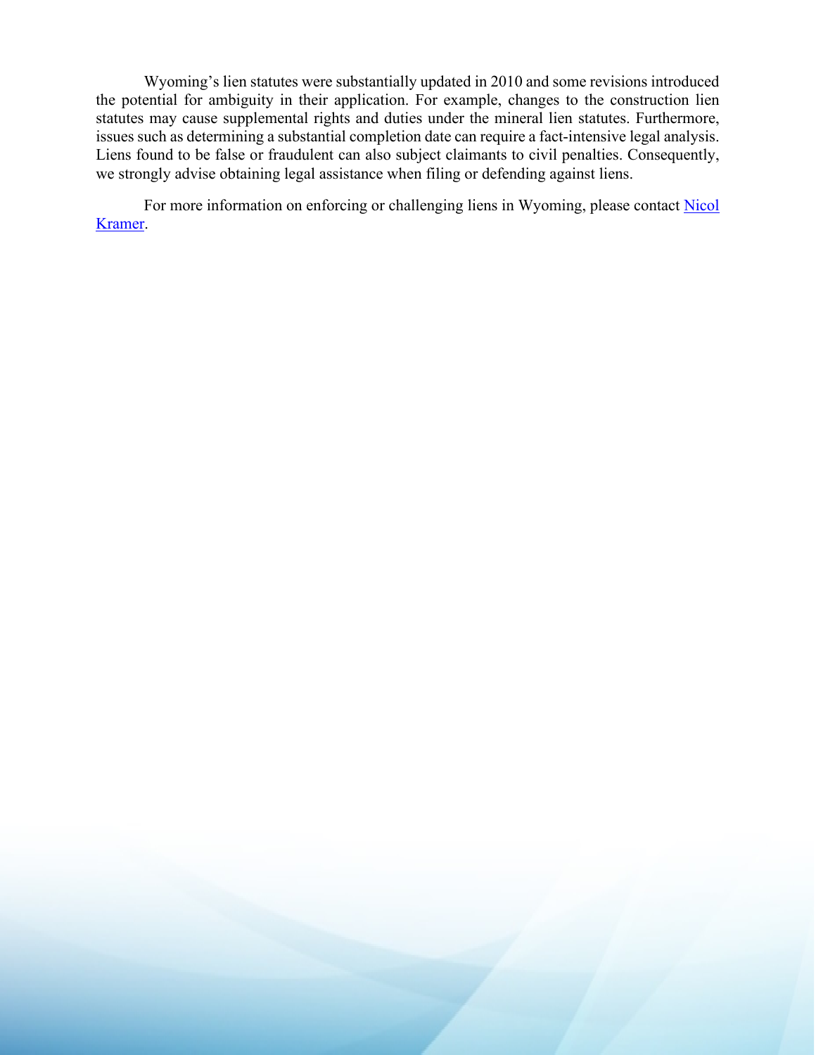Wyoming's lien statutes were substantially updated in 2010 and some revisions introduced the potential for ambiguity in their application. For example, changes to the construction lien statutes may cause supplemental rights and duties under the mineral lien statutes. Furthermore, issues such as determining a substantial completion date can require a fact-intensive legal analysis. Liens found to be false or fraudulent can also subject claimants to civil penalties. Consequently, we strongly advise obtaining legal assistance when filing or defending against liens.

For more information on enforcing or challenging liens in Wyoming, please contact Nicol Kramer.